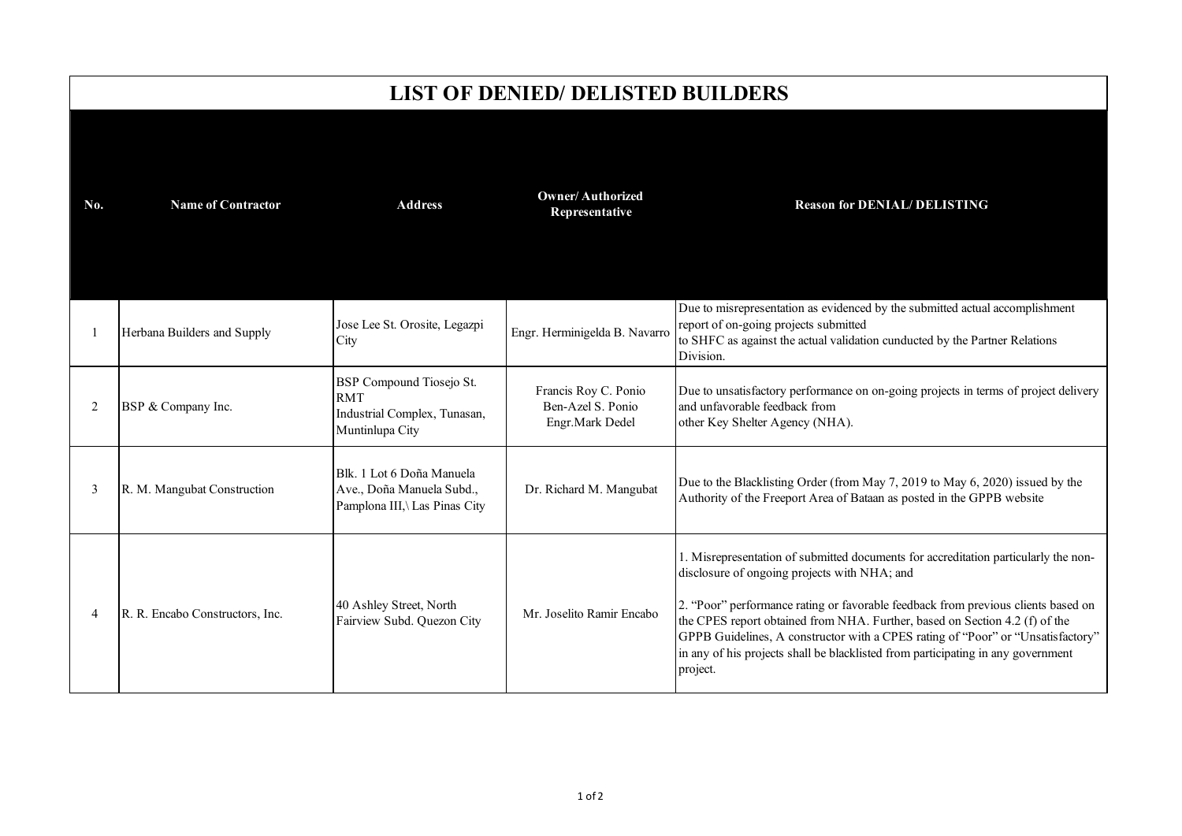# LIST OF DENIED/ DELISTED BUILDERS

| No. | Name of Contractor | Address | Owner/ Authorized Representative | Reason for DENIAL/ DELISTING |
|---|---|---|---|---|
| 1 | Herbana Builders and Supply | Jose Lee St. Orosite, Legazpi City | Engr. Herminigelda B. Navarro | Due to misrepresentation as evidenced by the submitted actual accomplishment report of on-going projects submitted to SHFC as against the actual validation cunducted by the Partner Relations Division. |
| 2 | BSP & Company Inc. | BSP Compound Tiosejo St. RMT Industrial Complex, Tunasan, Muntinlupa City | Francis Roy C. Ponio<br>Ben-Azel S. Ponio<br>Engr.Mark Dedel | Due to unsatisfactory performance on on-going projects in terms of project delivery and unfavorable feedback from other Key Shelter Agency (NHA). |
| 3 | R. M. Mangubat Construction | Blk. 1 Lot 6 Doña Manuela Ave., Doña Manuela Subd., Pamplona III,\ Las Pinas City | Dr. Richard M. Mangubat | Due to the Blacklisting Order (from May 7, 2019 to May 6, 2020) issued by the Authority of the Freeport Area of Bataan as posted in the GPPB website |
| 4 | R. R. Encabo Constructors, Inc. | 40 Ashley Street, North Fairview Subd. Quezon City | Mr. Joselito Ramir Encabo | 1. Misrepresentation of submitted documents for accreditation particularly the non-disclosure of ongoing projects with NHA; and<br><br>2. "Poor" performance rating or favorable feedback from previous clients based on the CPES report obtained from NHA. Further, based on Section 4.2 (f) of the GPPB Guidelines, A constructor with a CPES rating of "Poor" or "Unsatisfactory" in any of his projects shall be blacklisted from participating in any government project. |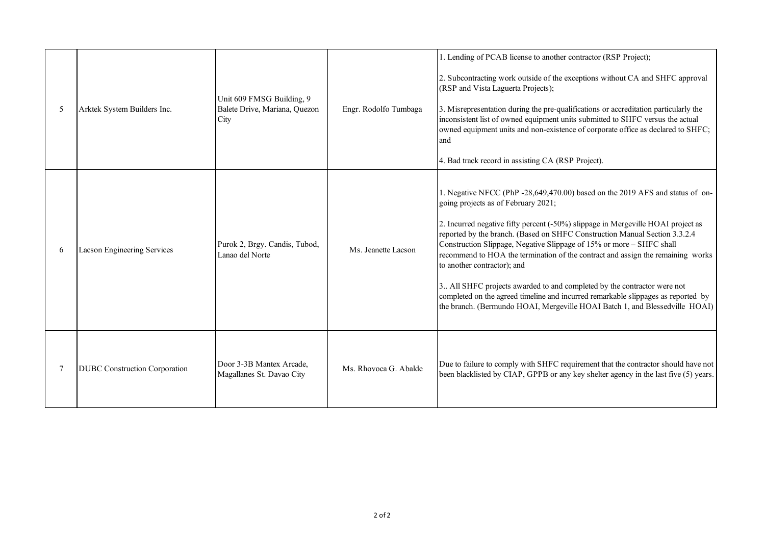| | | | | |
|---|---|---|---|---|
| 5 | Arktek System Builders Inc. | Unit 609 FMSG Building, 9 Balete Drive, Mariana, Quezon City | Engr. Rodolfo Tumbaga | 1. Lending of PCAB license to another contractor (RSP Project);<br><br>2. Subcontracting work outside of the exceptions without CA and SHFC approval (RSP and Vista Laguerta Projects);<br><br>3. Misrepresentation during the pre-qualifications or accreditation particularly the inconsistent list of owned equipment units submitted to SHFC versus the actual owned equipment units and non-existence of corporate office as declared to SHFC; and<br><br>4. Bad track record in assisting CA (RSP Project). |
| 6 | Lacson Engineering Services | Purok 2, Brgy. Candis, Tubod, Lanao del Norte | Ms. Jeanette Lacson | 1. Negative NFCC (PhP -28,649,470.00) based on the 2019 AFS and status of on-going projects as of February 2021;<br><br>2. Incurred negative fifty percent (-50%) slippage in Mergeville HOAI project as reported by the branch. (Based on SHFC Construction Manual Section 3.3.2.4 Construction Slippage, Negative Slippage of 15% or more – SHFC shall recommend to HOA the termination of the contract and assign the remaining works to another contractor); and<br><br>3.. All SHFC projects awarded to and completed by the contractor were not completed on the agreed timeline and incurred remarkable slippages as reported by the branch. (Bermundo HOAI, Mergeville HOAI Batch 1, and Blessedville HOAI) |
| 7 | DUBC Construction Corporation | Door 3-3B Mantex Arcade, Magallanes St. Davao City | Ms. Rhovoca G. Abalde | Due to failure to comply with SHFC requirement that the contractor should have not been blacklisted by CIAP, GPPB or any key shelter agency in the last five (5) years. |